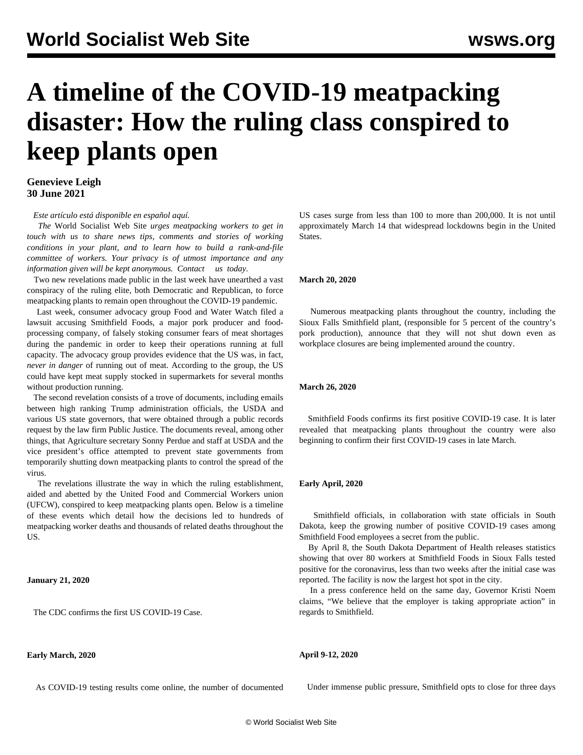# A timeline of the COVID-19 meatpacking disaster: How the ruling class conspired to keep plants open

**Genevieve Leigh**
**30 June 2021**

*Este artículo está disponible en español aquí.*

*The* World Socialist Web Site *urges meatpacking workers to get in touch with us to share news tips, comments and stories of working conditions in your plant, and to learn how to build a rank-and-file committee of workers. Your privacy is of utmost importance and any information given will be kept anonymous. Contact us today.*

Two new revelations made public in the last week have unearthed a vast conspiracy of the ruling elite, both Democratic and Republican, to force meatpacking plants to remain open throughout the COVID-19 pandemic.

Last week, consumer advocacy group Food and Water Watch filed a lawsuit accusing Smithfield Foods, a major pork producer and food-processing company, of falsely stoking consumer fears of meat shortages during the pandemic in order to keep their operations running at full capacity. The advocacy group provides evidence that the US was, in fact, *never in danger* of running out of meat. According to the group, the US could have kept meat supply stocked in supermarkets for several months without production running.

The second revelation consists of a trove of documents, including emails between high ranking Trump administration officials, the USDA and various US state governors, that were obtained through a public records request by the law firm Public Justice. The documents reveal, among other things, that Agriculture secretary Sonny Perdue and staff at USDA and the vice president's office attempted to prevent state governments from temporarily shutting down meatpacking plants to control the spread of the virus.

The revelations illustrate the way in which the ruling establishment, aided and abetted by the United Food and Commercial Workers union (UFCW), conspired to keep meatpacking plants open. Below is a timeline of these events which detail how the decisions led to hundreds of meatpacking worker deaths and thousands of related deaths throughout the US.

**January 21, 2020**

The CDC confirms the first US COVID-19 Case.

**Early March, 2020**

As COVID-19 testing results come online, the number of documented US cases surge from less than 100 to more than 200,000. It is not until approximately March 14 that widespread lockdowns begin in the United States.

**March 20, 2020**

Numerous meatpacking plants throughout the country, including the Sioux Falls Smithfield plant, (responsible for 5 percent of the country's pork production), announce that they will not shut down even as workplace closures are being implemented around the country.

**March 26, 2020**

Smithfield Foods confirms its first positive COVID-19 case. It is later revealed that meatpacking plants throughout the country were also beginning to confirm their first COVID-19 cases in late March.

**Early April, 2020**

Smithfield officials, in collaboration with state officials in South Dakota, keep the growing number of positive COVID-19 cases among Smithfield Food employees a secret from the public.

By April 8, the South Dakota Department of Health releases statistics showing that over 80 workers at Smithfield Foods in Sioux Falls tested positive for the coronavirus, less than two weeks after the initial case was reported. The facility is now the largest hot spot in the city.

In a press conference held on the same day, Governor Kristi Noem claims, "We believe that the employer is taking appropriate action" in regards to Smithfield.

**April 9-12, 2020**

Under immense public pressure, Smithfield opts to close for three days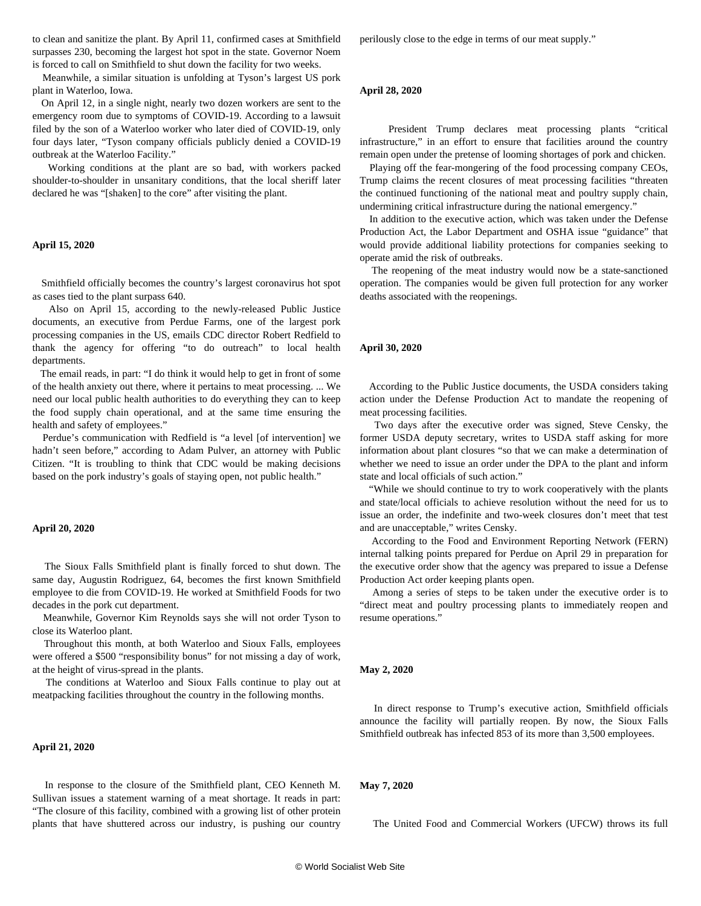to clean and sanitize the plant. By April 11, confirmed cases at Smithfield surpasses 230, becoming the largest hot spot in the state. Governor Noem is forced to call on Smithfield to shut down the facility for two weeks.

Meanwhile, a similar situation is unfolding at Tyson's largest US pork plant in Waterloo, Iowa.

On April 12, in a single night, nearly two dozen workers are sent to the emergency room due to symptoms of COVID-19. According to a lawsuit filed by the son of a Waterloo worker who later died of COVID-19, only four days later, "Tyson company officials publicly denied a COVID-19 outbreak at the Waterloo Facility."

Working conditions at the plant are so bad, with workers packed shoulder-to-shoulder in unsanitary conditions, that the local sheriff later declared he was "[shaken] to the core" after visiting the plant.

**April 15, 2020**

Smithfield officially becomes the country's largest coronavirus hot spot as cases tied to the plant surpass 640.

Also on April 15, according to the newly-released Public Justice documents, an executive from Perdue Farms, one of the largest pork processing companies in the US, emails CDC director Robert Redfield to thank the agency for offering "to do outreach" to local health departments.

The email reads, in part: "I do think it would help to get in front of some of the health anxiety out there, where it pertains to meat processing. ... We need our local public health authorities to do everything they can to keep the food supply chain operational, and at the same time ensuring the health and safety of employees."

Perdue's communication with Redfield is "a level [of intervention] we hadn't seen before," according to Adam Pulver, an attorney with Public Citizen. "It is troubling to think that CDC would be making decisions based on the pork industry's goals of staying open, not public health."

**April 20, 2020**

The Sioux Falls Smithfield plant is finally forced to shut down. The same day, Augustin Rodriguez, 64, becomes the first known Smithfield employee to die from COVID-19. He worked at Smithfield Foods for two decades in the pork cut department.

Meanwhile, Governor Kim Reynolds says she will not order Tyson to close its Waterloo plant.

Throughout this month, at both Waterloo and Sioux Falls, employees were offered a $500 "responsibility bonus" for not missing a day of work, at the height of virus-spread in the plants.

The conditions at Waterloo and Sioux Falls continue to play out at meatpacking facilities throughout the country in the following months.

**April 21, 2020**

In response to the closure of the Smithfield plant, CEO Kenneth M. Sullivan issues a statement warning of a meat shortage. It reads in part: "The closure of this facility, combined with a growing list of other protein plants that have shuttered across our industry, is pushing our country perilously close to the edge in terms of our meat supply."

**April 28, 2020**

President Trump declares meat processing plants "critical infrastructure," in an effort to ensure that facilities around the country remain open under the pretense of looming shortages of pork and chicken.

Playing off the fear-mongering of the food processing company CEOs, Trump claims the recent closures of meat processing facilities "threaten the continued functioning of the national meat and poultry supply chain, undermining critical infrastructure during the national emergency."

In addition to the executive action, which was taken under the Defense Production Act, the Labor Department and OSHA issue "guidance" that would provide additional liability protections for companies seeking to operate amid the risk of outbreaks.

The reopening of the meat industry would now be a state-sanctioned operation. The companies would be given full protection for any worker deaths associated with the reopenings.

**April 30, 2020**

According to the Public Justice documents, the USDA considers taking action under the Defense Production Act to mandate the reopening of meat processing facilities.

Two days after the executive order was signed, Steve Censky, the former USDA deputy secretary, writes to USDA staff asking for more information about plant closures "so that we can make a determination of whether we need to issue an order under the DPA to the plant and inform state and local officials of such action."

"While we should continue to try to work cooperatively with the plants and state/local officials to achieve resolution without the need for us to issue an order, the indefinite and two-week closures don't meet that test and are unacceptable," writes Censky.

According to the Food and Environment Reporting Network (FERN) internal talking points prepared for Perdue on April 29 in preparation for the executive order show that the agency was prepared to issue a Defense Production Act order keeping plants open.

Among a series of steps to be taken under the executive order is to "direct meat and poultry processing plants to immediately reopen and resume operations."

**May 2, 2020**

In direct response to Trump's executive action, Smithfield officials announce the facility will partially reopen. By now, the Sioux Falls Smithfield outbreak has infected 853 of its more than 3,500 employees.

**May 7, 2020**

The United Food and Commercial Workers (UFCW) throws its full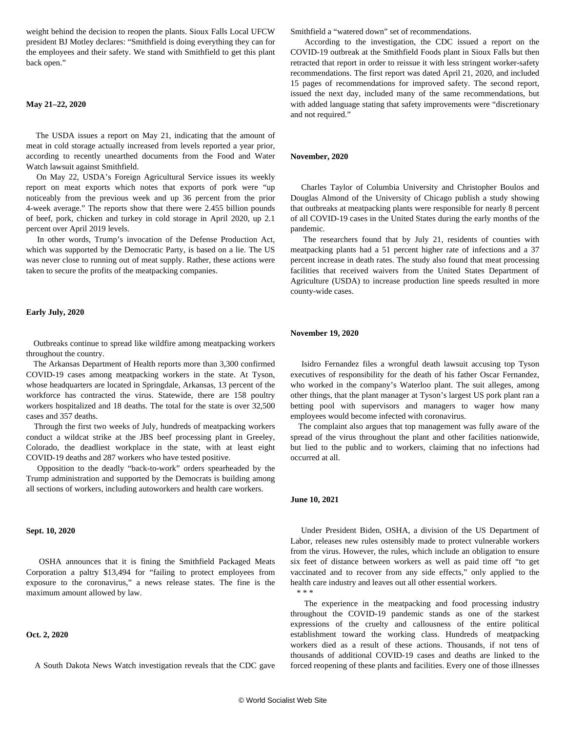weight behind the decision to reopen the plants. Sioux Falls Local UFCW president BJ Motley declares: "Smithfield is doing everything they can for the employees and their safety. We stand with Smithfield to get this plant back open."

**May 21–22, 2020**

The USDA issues a report on May 21, indicating that the amount of meat in cold storage actually increased from levels reported a year prior, according to recently unearthed documents from the Food and Water Watch lawsuit against Smithfield.

On May 22, USDA's Foreign Agricultural Service issues its weekly report on meat exports which notes that exports of pork were "up noticeably from the previous week and up 36 percent from the prior 4-week average." The reports show that there were 2.455 billion pounds of beef, pork, chicken and turkey in cold storage in April 2020, up 2.1 percent over April 2019 levels.

In other words, Trump's invocation of the Defense Production Act, which was supported by the Democratic Party, is based on a lie. The US was never close to running out of meat supply. Rather, these actions were taken to secure the profits of the meatpacking companies.

**Early July, 2020**

Outbreaks continue to spread like wildfire among meatpacking workers throughout the country.

The Arkansas Department of Health reports more than 3,300 confirmed COVID-19 cases among meatpacking workers in the state. At Tyson, whose headquarters are located in Springdale, Arkansas, 13 percent of the workforce has contracted the virus. Statewide, there are 158 poultry workers hospitalized and 18 deaths. The total for the state is over 32,500 cases and 357 deaths.

Through the first two weeks of July, hundreds of meatpacking workers conduct a wildcat strike at the JBS beef processing plant in Greeley, Colorado, the deadliest workplace in the state, with at least eight COVID-19 deaths and 287 workers who have tested positive.

Opposition to the deadly "back-to-work" orders spearheaded by the Trump administration and supported by the Democrats is building among all sections of workers, including autoworkers and health care workers.

**Sept. 10, 2020**

OSHA announces that it is fining the Smithfield Packaged Meats Corporation a paltry $13,494 for "failing to protect employees from exposure to the coronavirus," a news release states. The fine is the maximum amount allowed by law.

**Oct. 2, 2020**

A South Dakota News Watch investigation reveals that the CDC gave Smithfield a "watered down" set of recommendations.

According to the investigation, the CDC issued a report on the COVID-19 outbreak at the Smithfield Foods plant in Sioux Falls but then retracted that report in order to reissue it with less stringent worker-safety recommendations. The first report was dated April 21, 2020, and included 15 pages of recommendations for improved safety. The second report, issued the next day, included many of the same recommendations, but with added language stating that safety improvements were "discretionary and not required."

**November, 2020**

Charles Taylor of Columbia University and Christopher Boulos and Douglas Almond of the University of Chicago publish a study showing that outbreaks at meatpacking plants were responsible for nearly 8 percent of all COVID-19 cases in the United States during the early months of the pandemic.

The researchers found that by July 21, residents of counties with meatpacking plants had a 51 percent higher rate of infections and a 37 percent increase in death rates. The study also found that meat processing facilities that received waivers from the United States Department of Agriculture (USDA) to increase production line speeds resulted in more county-wide cases.

**November 19, 2020**

Isidro Fernandez files a wrongful death lawsuit accusing top Tyson executives of responsibility for the death of his father Oscar Fernandez, who worked in the company's Waterloo plant. The suit alleges, among other things, that the plant manager at Tyson's largest US pork plant ran a betting pool with supervisors and managers to wager how many employees would become infected with coronavirus.

The complaint also argues that top management was fully aware of the spread of the virus throughout the plant and other facilities nationwide, but lied to the public and to workers, claiming that no infections had occurred at all.

**June 10, 2021**

Under President Biden, OSHA, a division of the US Department of Labor, releases new rules ostensibly made to protect vulnerable workers from the virus. However, the rules, which include an obligation to ensure six feet of distance between workers as well as paid time off "to get vaccinated and to recover from any side effects," only applied to the health care industry and leaves out all other essential workers.

* * *

The experience in the meatpacking and food processing industry throughout the COVID-19 pandemic stands as one of the starkest expressions of the cruelty and callousness of the entire political establishment toward the working class. Hundreds of meatpacking workers died as a result of these actions. Thousands, if not tens of thousands of additional COVID-19 cases and deaths are linked to the forced reopening of these plants and facilities. Every one of those illnesses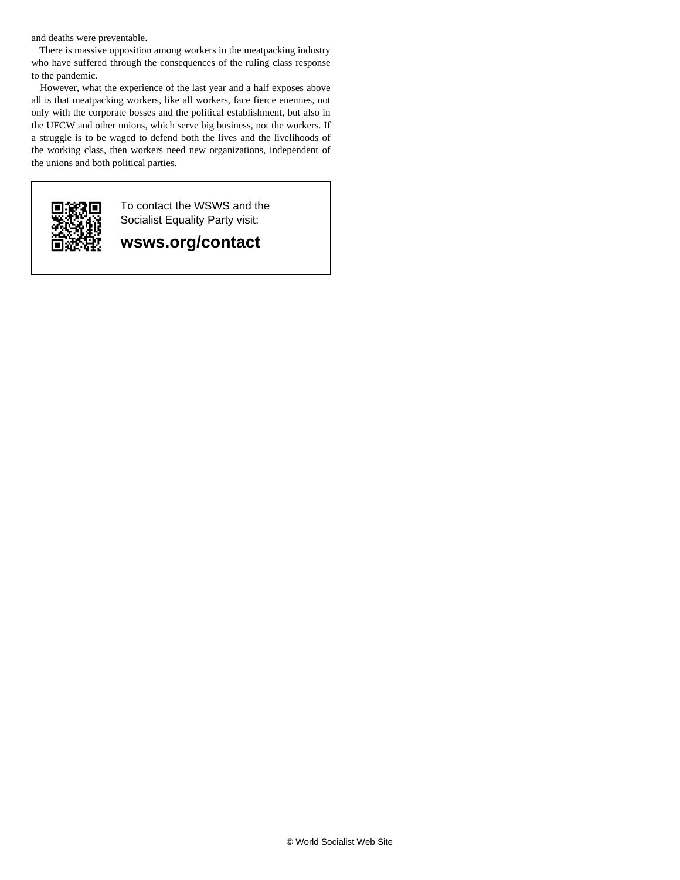and deaths were preventable.

There is massive opposition among workers in the meatpacking industry who have suffered through the consequences of the ruling class response to the pandemic.

However, what the experience of the last year and a half exposes above all is that meatpacking workers, like all workers, face fierce enemies, not only with the corporate bosses and the political establishment, but also in the UFCW and other unions, which serve big business, not the workers. If a struggle is to be waged to defend both the lives and the livelihoods of the working class, then workers need new organizations, independent of the unions and both political parties.

To contact the WSWS and the Socialist Equality Party visit:

**wsws.org/contact**